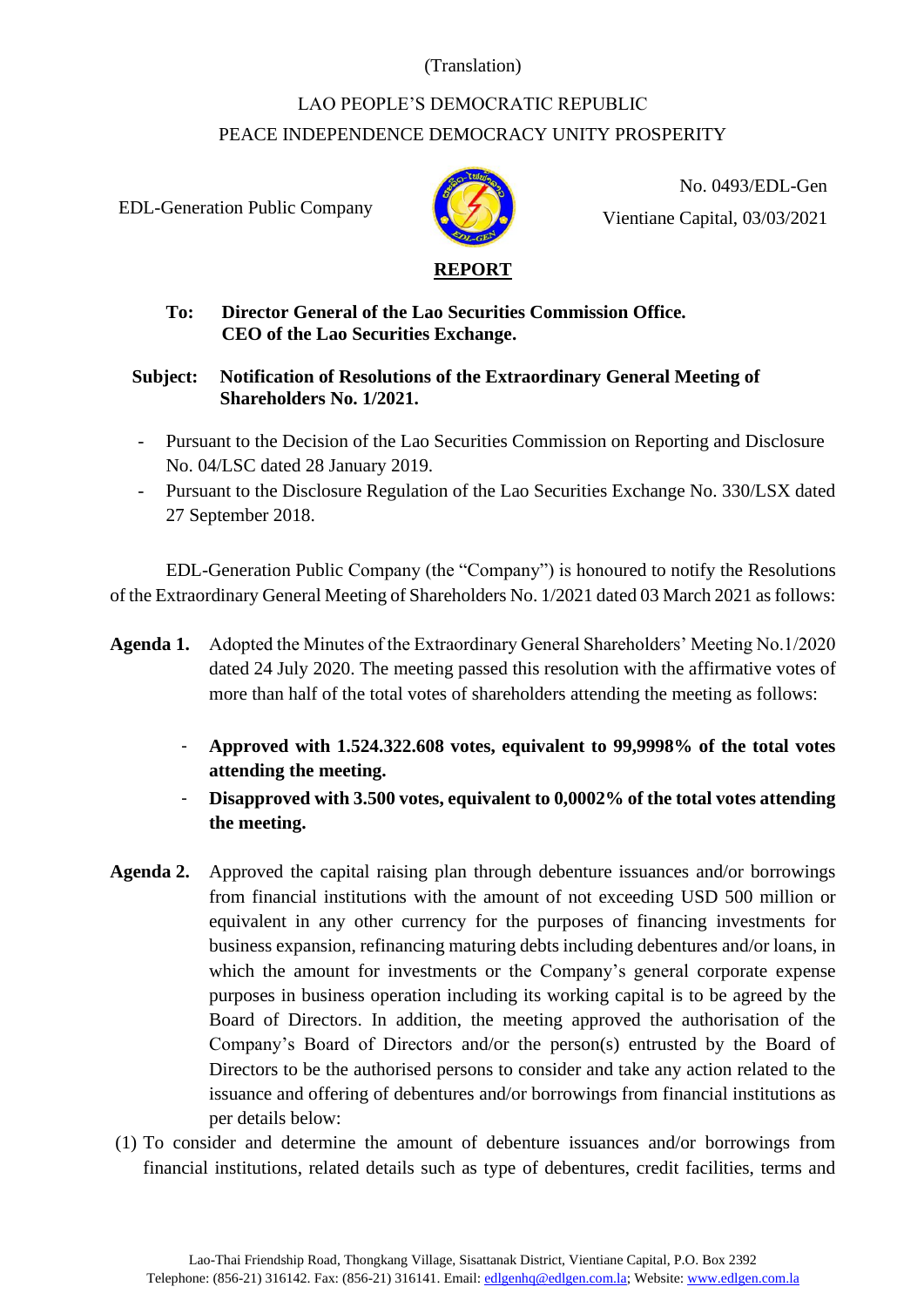(Translation)

LAO PEOPLE'S DEMOCRATIC REPUBLIC

PEACE INDEPENDENCE DEMOCRACY UNITY PROSPERITY

EDL-Generation Public Company

No. 0493/EDL-Gen

Vientiane Capital, 03/03/2021

# REPORT

**To: Director General of the Lao Securities Commission Office.**
**CEO of the Lao Securities Exchange.**

**Subject: Notification of Resolutions of the Extraordinary General Meeting of Shareholders No. 1/2021.**

- Pursuant to the Decision of the Lao Securities Commission on Reporting and Disclosure No. 04/LSC dated 28 January 2019.
- Pursuant to the Disclosure Regulation of the Lao Securities Exchange No. 330/LSX dated 27 September 2018.

EDL-Generation Public Company (the "Company") is honoured to notify the Resolutions of the Extraordinary General Meeting of Shareholders No. 1/2021 dated 03 March 2021 as follows:

**Agenda 1.** Adopted the Minutes of the Extraordinary General Shareholders' Meeting No.1/2020 dated 24 July 2020. The meeting passed this resolution with the affirmative votes of more than half of the total votes of shareholders attending the meeting as follows:

- **Approved with 1.524.322.608 votes, equivalent to 99,9998% of the total votes attending the meeting.**
- **Disapproved with 3.500 votes, equivalent to 0,0002% of the total votes attending the meeting.**

**Agenda 2.** Approved the capital raising plan through debenture issuances and/or borrowings from financial institutions with the amount of not exceeding USD 500 million or equivalent in any other currency for the purposes of financing investments for business expansion, refinancing maturing debts including debentures and/or loans, in which the amount for investments or the Company's general corporate expense purposes in business operation including its working capital is to be agreed by the Board of Directors. In addition, the meeting approved the authorisation of the Company's Board of Directors and/or the person(s) entrusted by the Board of Directors to be the authorised persons to consider and take any action related to the issuance and offering of debentures and/or borrowings from financial institutions as per details below:

(1) To consider and determine the amount of debenture issuances and/or borrowings from financial institutions, related details such as type of debentures, credit facilities, terms and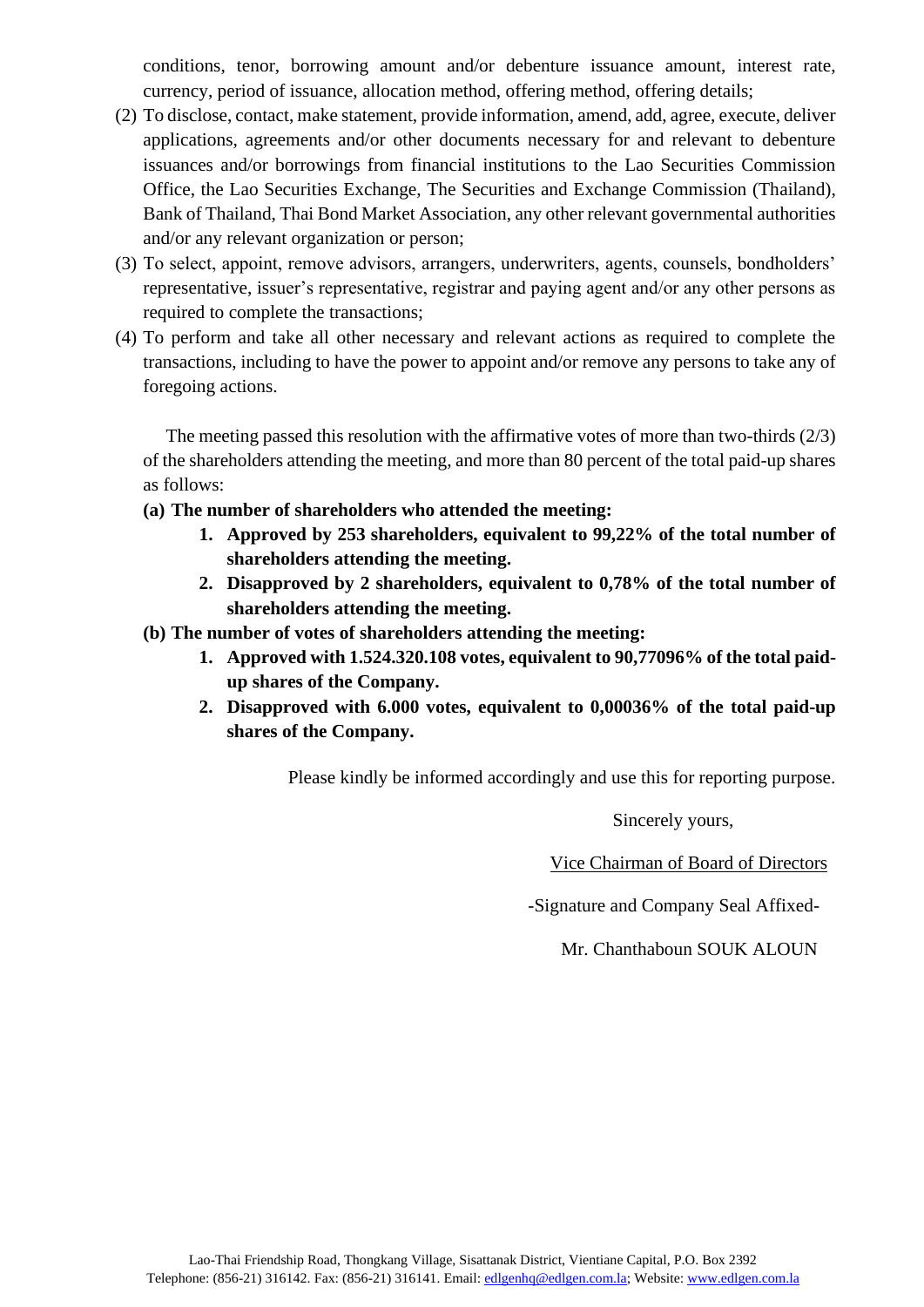conditions, tenor, borrowing amount and/or debenture issuance amount, interest rate, currency, period of issuance, allocation method, offering method, offering details;

(2) To disclose, contact, make statement, provide information, amend, add, agree, execute, deliver applications, agreements and/or other documents necessary for and relevant to debenture issuances and/or borrowings from financial institutions to the Lao Securities Commission Office, the Lao Securities Exchange, The Securities and Exchange Commission (Thailand), Bank of Thailand, Thai Bond Market Association, any other relevant governmental authorities and/or any relevant organization or person;

(3) To select, appoint, remove advisors, arrangers, underwriters, agents, counsels, bondholders' representative, issuer's representative, registrar and paying agent and/or any other persons as required to complete the transactions;

(4) To perform and take all other necessary and relevant actions as required to complete the transactions, including to have the power to appoint and/or remove any persons to take any of foregoing actions.

The meeting passed this resolution with the affirmative votes of more than two-thirds (2/3) of the shareholders attending the meeting, and more than 80 percent of the total paid-up shares as follows:

**(a) The number of shareholders who attended the meeting:**

1. **Approved by 253 shareholders, equivalent to 99,22% of the total number of shareholders attending the meeting.**
2. **Disapproved by 2 shareholders, equivalent to 0,78% of the total number of shareholders attending the meeting.**

**(b) The number of votes of shareholders attending the meeting:**

1. **Approved with 1.524.320.108 votes, equivalent to 90,77096% of the total paid-up shares of the Company.**
2. **Disapproved with 6.000 votes, equivalent to 0,00036% of the total paid-up shares of the Company.**

Please kindly be informed accordingly and use this for reporting purpose.

Sincerely yours,

Vice Chairman of Board of Directors

-Signature and Company Seal Affixed-

Mr. Chanthaboun SOUK ALOUN

Lao-Thai Friendship Road, Thongkang Village, Sisattanak District, Vientiane Capital, P.O. Box 2392
Telephone: (856-21) 316142. Fax: (856-21) 316141. Email: edlgenhq@edlgen.com.la; Website: www.edlgen.com.la